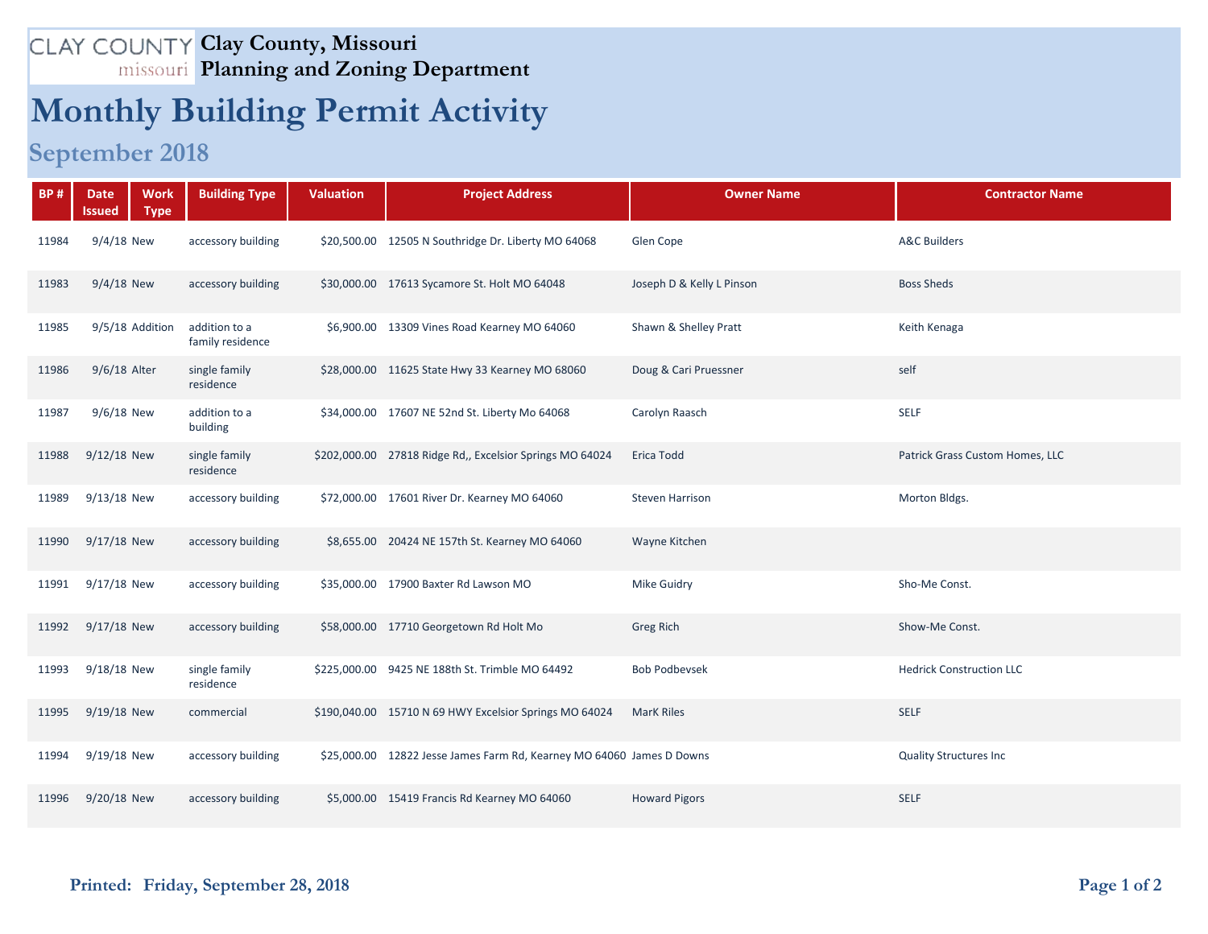Clay County, Missouri
Planning and Zoning Department

# Monthly Building Permit Activity

## September 2018

| BP # | Date Issued | Work Type | Building Type | Valuation | Project Address | Owner Name | Contractor Name |
|---|---|---|---|---|---|---|---|
| 11984 | 9/4/18 | New | accessory building | $20,500.00 | 12505 N Southridge Dr. Liberty MO 64068 | Glen Cope | A&C Builders |
| 11983 | 9/4/18 | New | accessory building | $30,000.00 | 17613 Sycamore St. Holt MO 64048 | Joseph D & Kelly L Pinson | Boss Sheds |
| 11985 | 9/5/18 | Addition | addition to a family residence | $6,900.00 | 13309 Vines Road Kearney MO 64060 | Shawn & Shelley Pratt | Keith Kenaga |
| 11986 | 9/6/18 | Alter | single family residence | $28,000.00 | 11625 State Hwy 33 Kearney MO 68060 | Doug & Cari Pruessner | self |
| 11987 | 9/6/18 | New | addition to a building | $34,000.00 | 17607 NE 52nd St. Liberty Mo 64068 | Carolyn Raasch | SELF |
| 11988 | 9/12/18 | New | single family residence | $202,000.00 | 27818 Ridge Rd,, Excelsior Springs MO 64024 | Erica Todd | Patrick Grass Custom Homes, LLC |
| 11989 | 9/13/18 | New | accessory building | $72,000.00 | 17601 River Dr. Kearney MO 64060 | Steven Harrison | Morton Bldgs. |
| 11990 | 9/17/18 | New | accessory building | $8,655.00 | 20424 NE 157th St. Kearney MO 64060 | Wayne Kitchen | |
| 11991 | 9/17/18 | New | accessory building | $35,000.00 | 17900 Baxter Rd Lawson MO | Mike Guidry | Sho-Me Const. |
| 11992 | 9/17/18 | New | accessory building | $58,000.00 | 17710 Georgetown Rd Holt Mo | Greg Rich | Show-Me Const. |
| 11993 | 9/18/18 | New | single family residence | $225,000.00 | 9425 NE 188th St. Trimble MO 64492 | Bob Podbevsek | Hedrick Construction LLC |
| 11995 | 9/19/18 | New | commercial | $190,040.00 | 15710 N 69 HWY Excelsior Springs MO 64024 | MarK Riles | SELF |
| 11994 | 9/19/18 | New | accessory building | $25,000.00 | 12822 Jesse James Farm Rd, Kearney MO 64060 | James D Downs | Quality Structures Inc |
| 11996 | 9/20/18 | New | accessory building | $5,000.00 | 15419 Francis Rd Kearney MO 64060 | Howard Pigors | SELF |

**Printed: Friday, September 28, 2018**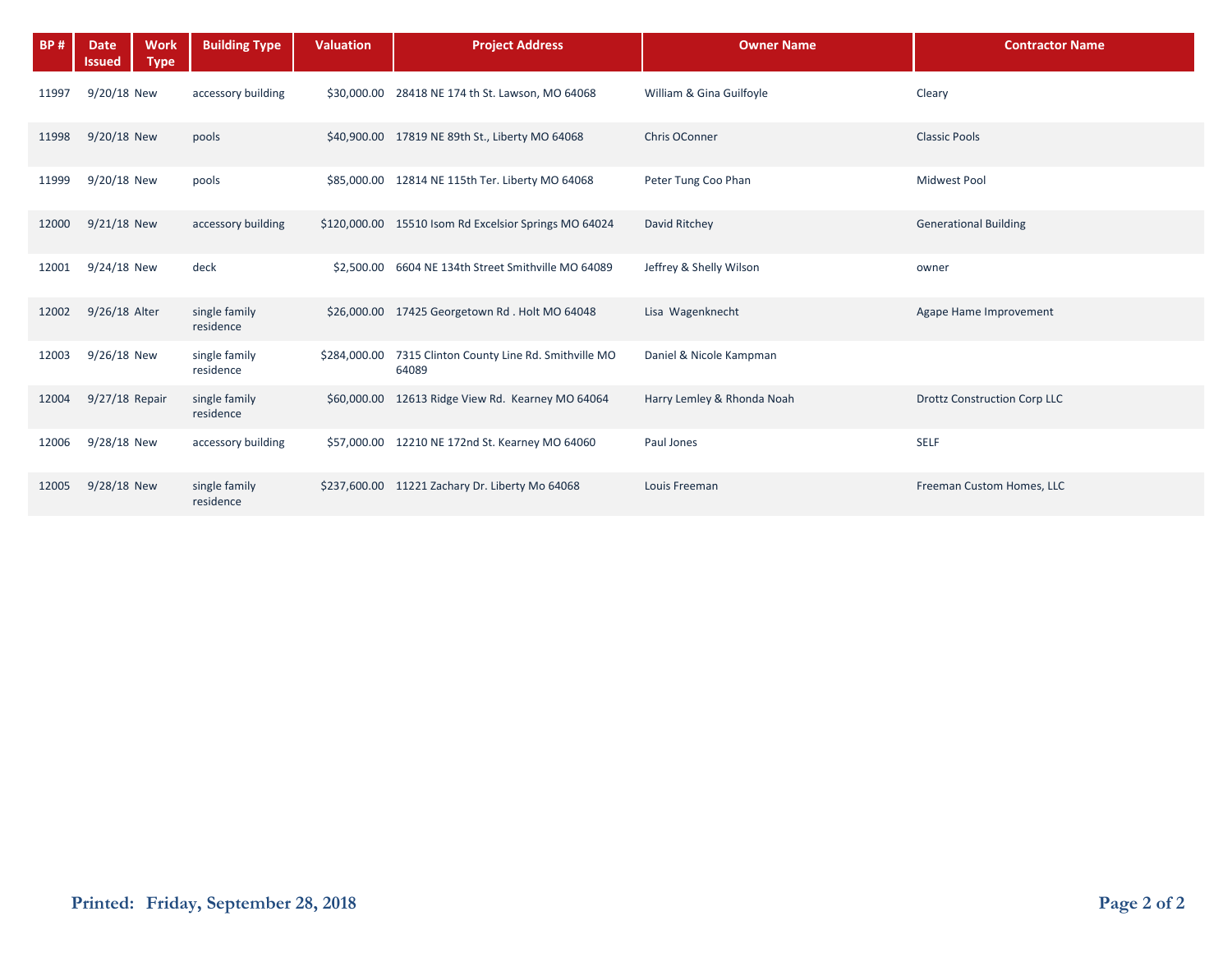| BP # | Date Issued | Work Type | Building Type | Valuation | Project Address | Owner Name | Contractor Name |
|---|---|---|---|---|---|---|---|
| 11997 | 9/20/18 | New | accessory building | $30,000.00 | 28418 NE 174 th St. Lawson, MO 64068 | William & Gina Guilfoyle | Cleary |
| 11998 | 9/20/18 | New | pools | $40,900.00 | 17819 NE 89th St., Liberty MO 64068 | Chris OConner | Classic Pools |
| 11999 | 9/20/18 | New | pools | $85,000.00 | 12814 NE 115th Ter. Liberty MO 64068 | Peter Tung Coo Phan | Midwest Pool |
| 12000 | 9/21/18 | New | accessory building | $120,000.00 | 15510 Isom Rd Excelsior Springs MO 64024 | David Ritchey | Generational Building |
| 12001 | 9/24/18 | New | deck | $2,500.00 | 6604 NE 134th Street Smithville MO 64089 | Jeffrey & Shelly Wilson | owner |
| 12002 | 9/26/18 | Alter | single family residence | $26,000.00 | 17425 Georgetown Rd . Holt MO 64048 | Lisa Wagenknecht | Agape Hame Improvement |
| 12003 | 9/26/18 | New | single family residence | $284,000.00 | 7315 Clinton County Line Rd. Smithville MO 64089 | Daniel & Nicole Kampman | |
| 12004 | 9/27/18 | Repair | single family residence | $60,000.00 | 12613 Ridge View Rd. Kearney MO 64064 | Harry Lemley & Rhonda Noah | Drottz Construction Corp LLC |
| 12006 | 9/28/18 | New | accessory building | $57,000.00 | 12210 NE 172nd St. Kearney MO 64060 | Paul Jones | SELF |
| 12005 | 9/28/18 | New | single family residence | $237,600.00 | 11221 Zachary Dr. Liberty Mo 64068 | Louis Freeman | Freeman Custom Homes, LLC |

**Printed: Friday, September 28, 2018**